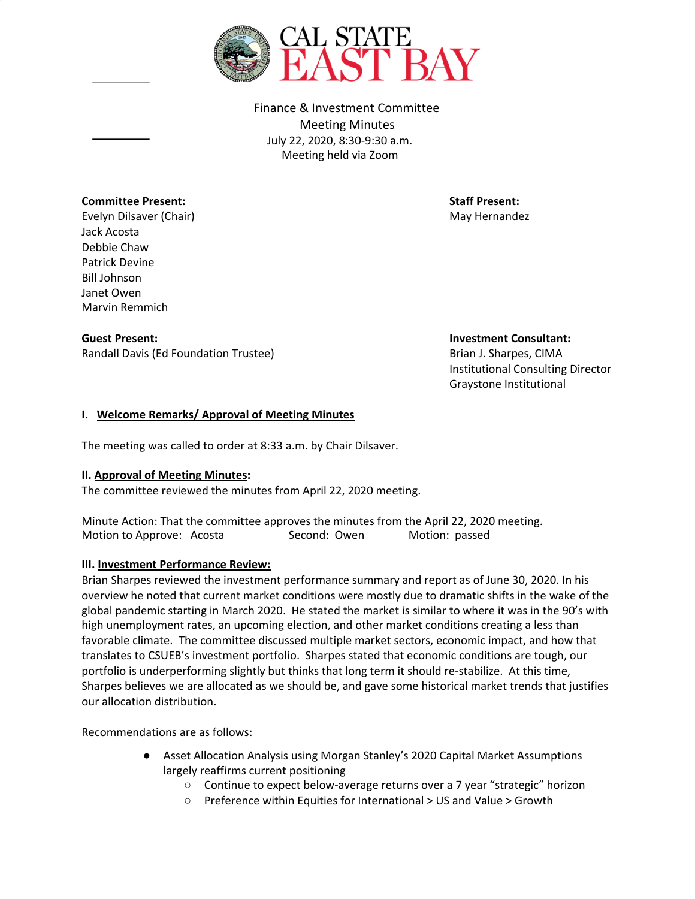CAL STATE EAST BAY

Finance & Investment Committee
Meeting Minutes
July 22, 2020, 8:30-9:30 a.m.
Meeting held via Zoom

**Committee Present:**
Evelyn Dilsaver (Chair)
Jack Acosta
Debbie Chaw
Patrick Devine
Bill Johnson
Janet Owen
Marvin Remmich

**Staff Present:**
May Hernandez

**Guest Present:**
Randall Davis (Ed Foundation Trustee)

**Investment Consultant:**
Brian J. Sharpes, CIMA
Institutional Consulting Director
Graystone Institutional

**I. Welcome Remarks/ Approval of Meeting Minutes**

The meeting was called to order at 8:33 a.m. by Chair Dilsaver.

**II. Approval of Meeting Minutes:**
The committee reviewed the minutes from April 22, 2020 meeting.

Minute Action: That the committee approves the minutes from the April 22, 2020 meeting.
Motion to Approve: Acosta Second: Owen Motion: passed

**III. Investment Performance Review:**
Brian Sharpes reviewed the investment performance summary and report as of June 30, 2020. In his overview he noted that current market conditions were mostly due to dramatic shifts in the wake of the global pandemic starting in March 2020. He stated the market is similar to where it was in the 90's with high unemployment rates, an upcoming election, and other market conditions creating a less than favorable climate. The committee discussed multiple market sectors, economic impact, and how that translates to CSUEB's investment portfolio. Sharpes stated that economic conditions are tough, our portfolio is underperforming slightly but thinks that long term it should re-stabilize. At this time, Sharpes believes we are allocated as we should be, and gave some historical market trends that justifies our allocation distribution.

Recommendations are as follows:

- Asset Allocation Analysis using Morgan Stanley's 2020 Capital Market Assumptions largely reaffirms current positioning
  - Continue to expect below-average returns over a 7 year "strategic" horizon
  - Preference within Equities for International > US and Value > Growth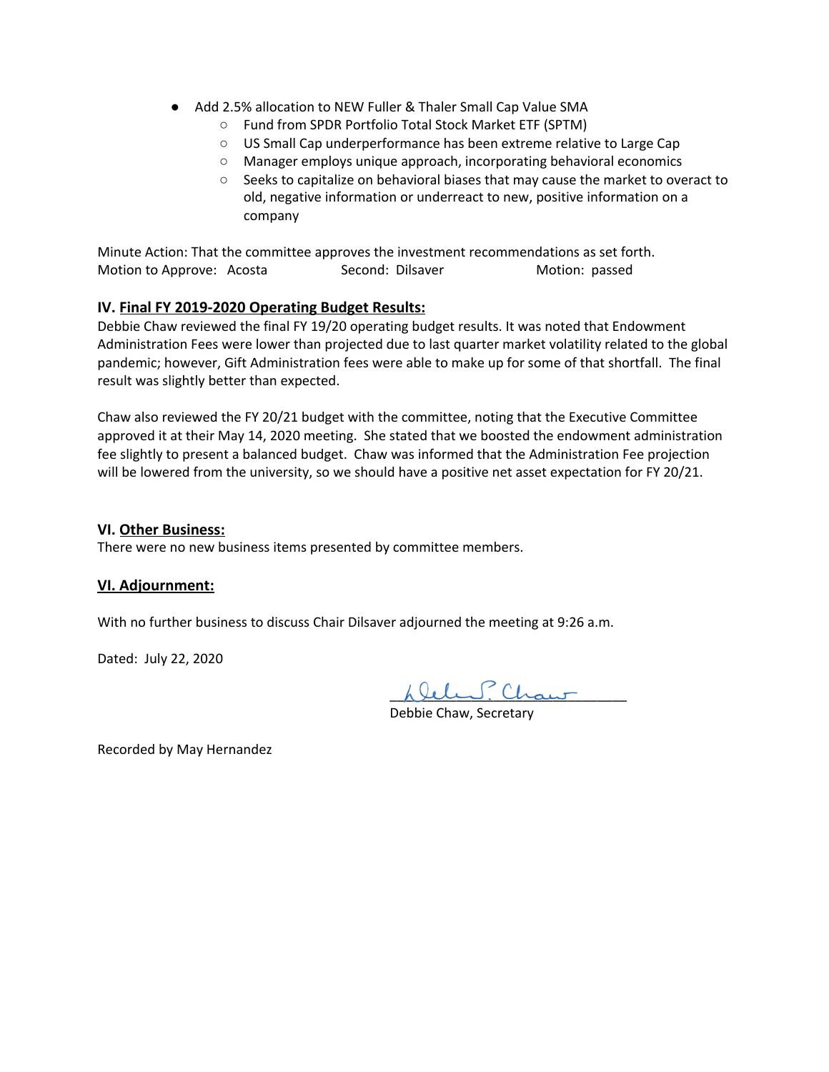- Add 2.5% allocation to NEW Fuller & Thaler Small Cap Value SMA
  - Fund from SPDR Portfolio Total Stock Market ETF (SPTM)
  - US Small Cap underperformance has been extreme relative to Large Cap
  - Manager employs unique approach, incorporating behavioral economics
  - Seeks to capitalize on behavioral biases that may cause the market to overact to old, negative information or underreact to new, positive information on a company

Minute Action: That the committee approves the investment recommendations as set forth.
Motion to Approve: Acosta Second: Dilsaver Motion: passed

## IV. Final FY 2019-2020 Operating Budget Results:

Debbie Chaw reviewed the final FY 19/20 operating budget results. It was noted that Endowment Administration Fees were lower than projected due to last quarter market volatility related to the global pandemic; however, Gift Administration fees were able to make up for some of that shortfall. The final result was slightly better than expected.

Chaw also reviewed the FY 20/21 budget with the committee, noting that the Executive Committee approved it at their May 14, 2020 meeting. She stated that we boosted the endowment administration fee slightly to present a balanced budget. Chaw was informed that the Administration Fee projection will be lowered from the university, so we should have a positive net asset expectation for FY 20/21.

## VI. Other Business:

There were no new business items presented by committee members.

## VI. Adjournment:

With no further business to discuss Chair Dilsaver adjourned the meeting at 9:26 a.m.

Dated: July 22, 2020

Debbie Chaw, Secretary

Recorded by May Hernandez